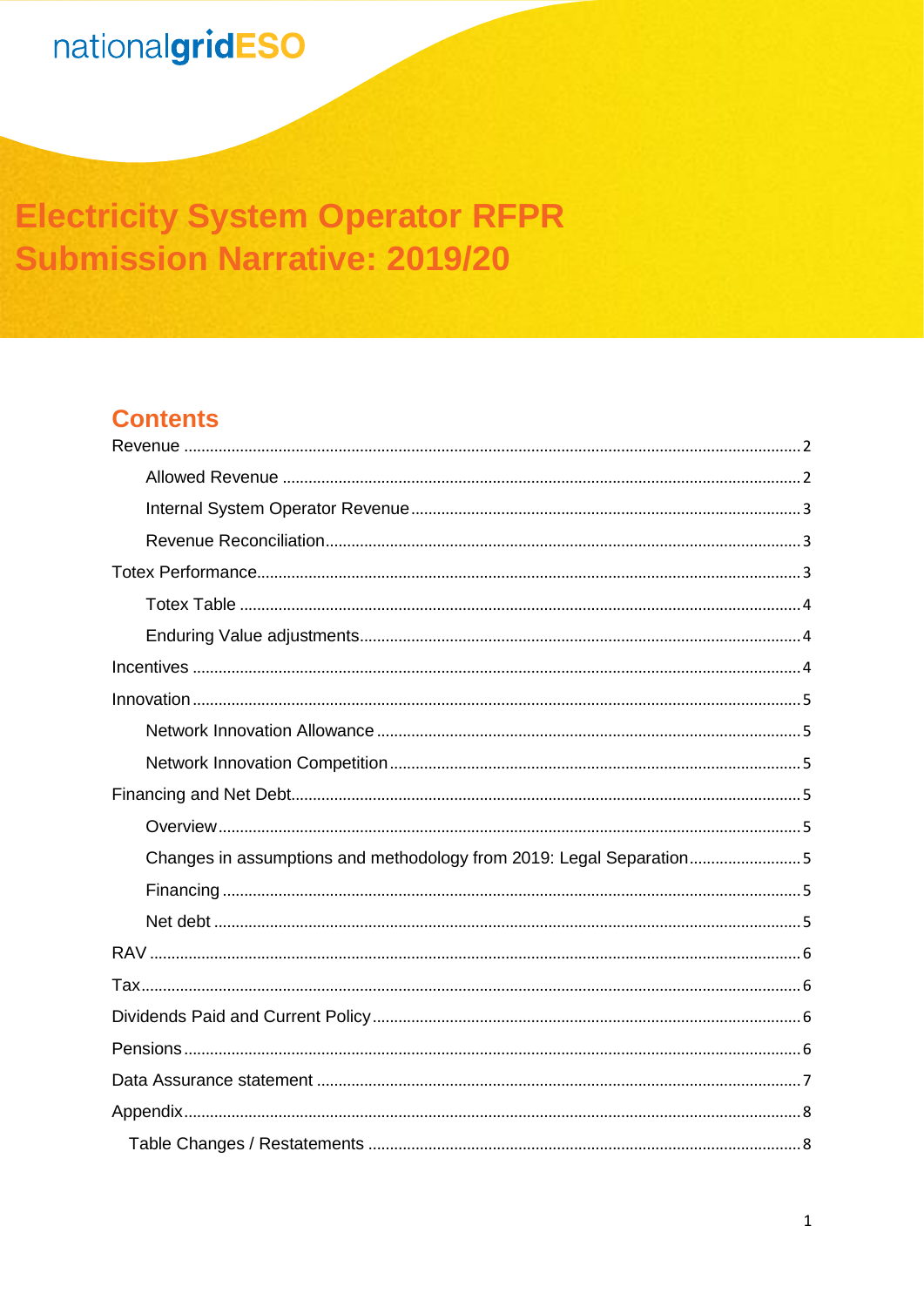nationalgridESO

# Electricity System Operator RFPR Submission Narrative: 2019/20

## Contents

- Revenue ........ 2
  - Allowed Revenue ........ 2
  - Internal System Operator Revenue ........ 3
  - Revenue Reconciliation ........ 3
- Totex Performance ........ 3
  - Totex Table ........ 4
  - Enduring Value adjustments ........ 4
- Incentives ........ 4
- Innovation ........ 5
  - Network Innovation Allowance ........ 5
  - Network Innovation Competition ........ 5
- Financing and Net Debt ........ 5
  - Overview ........ 5
  - Changes in assumptions and methodology from 2019: Legal Separation ........ 5
  - Financing ........ 5
  - Net debt ........ 5
- RAV ........ 6
- Tax ........ 6
- Dividends Paid and Current Policy ........ 6
- Pensions ........ 6
- Data Assurance statement ........ 7
- Appendix ........ 8
  - Table Changes / Restatements ........ 8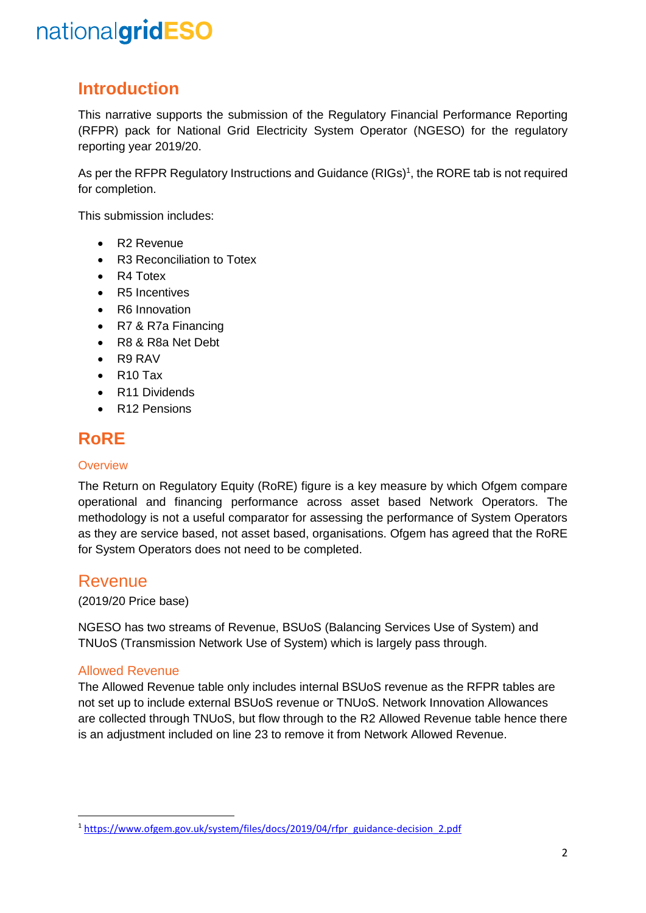## Introduction

This narrative supports the submission of the Regulatory Financial Performance Reporting (RFPR) pack for National Grid Electricity System Operator (NGESO) for the regulatory reporting year 2019/20.

As per the RFPR Regulatory Instructions and Guidance (RIGs)[1], the RORE tab is not required for completion.

This submission includes:

- R2 Revenue
- R3 Reconciliation to Totex
- R4 Totex
- R5 Incentives
- R6 Innovation
- R7 & R7a Financing
- R8 & R8a Net Debt
- R9 RAV
- R10 Tax
- R11 Dividends
- R12 Pensions

## RoRE

### Overview

The Return on Regulatory Equity (RoRE) figure is a key measure by which Ofgem compare operational and financing performance across asset based Network Operators. The methodology is not a useful comparator for assessing the performance of System Operators as they are service based, not asset based, organisations. Ofgem has agreed that the RoRE for System Operators does not need to be completed.

## Revenue

(2019/20 Price base)

NGESO has two streams of Revenue, BSUoS (Balancing Services Use of System) and TNUoS (Transmission Network Use of System) which is largely pass through.

### Allowed Revenue

The Allowed Revenue table only includes internal BSUoS revenue as the RFPR tables are not set up to include external BSUoS revenue or TNUoS. Network Innovation Allowances are collected through TNUoS, but flow through to the R2 Allowed Revenue table hence there is an adjustment included on line 23 to remove it from Network Allowed Revenue.

---

[1] https://www.ofgem.gov.uk/system/files/docs/2019/04/rfpr_guidance-decision_2.pdf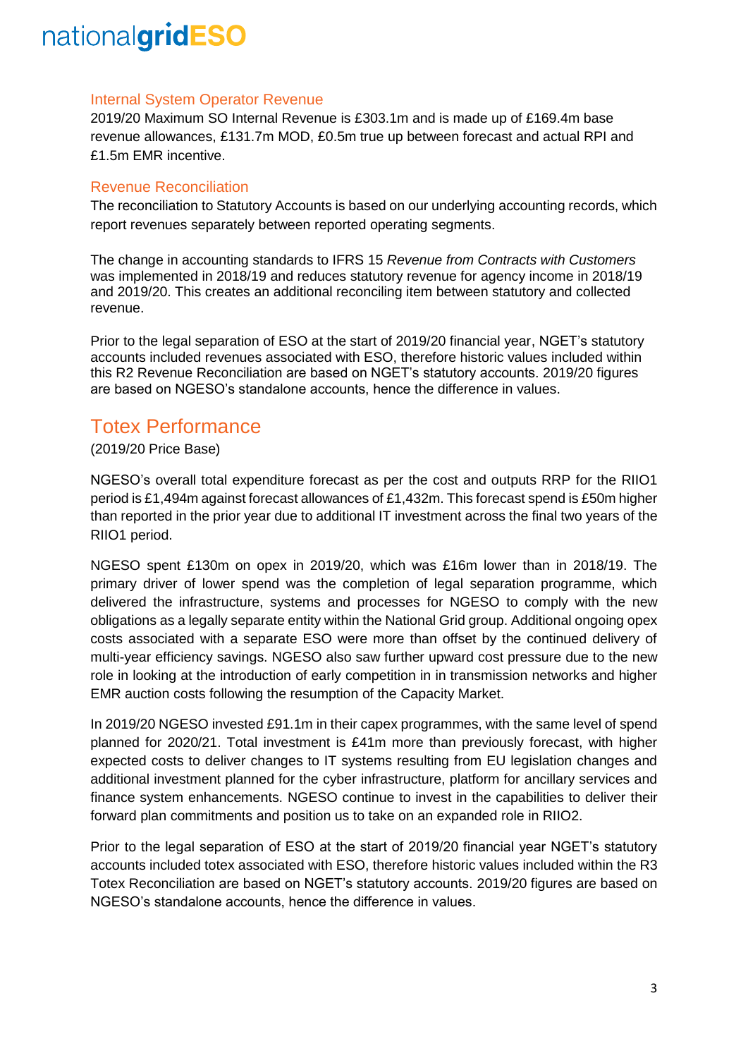### Internal System Operator Revenue

2019/20 Maximum SO Internal Revenue is £303.1m and is made up of £169.4m base revenue allowances, £131.7m MOD, £0.5m true up between forecast and actual RPI and £1.5m EMR incentive.

### Revenue Reconciliation

The reconciliation to Statutory Accounts is based on our underlying accounting records, which report revenues separately between reported operating segments.

The change in accounting standards to IFRS 15 *Revenue from Contracts with Customers* was implemented in 2018/19 and reduces statutory revenue for agency income in 2018/19 and 2019/20. This creates an additional reconciling item between statutory and collected revenue.

Prior to the legal separation of ESO at the start of 2019/20 financial year, NGET's statutory accounts included revenues associated with ESO, therefore historic values included within this R2 Revenue Reconciliation are based on NGET's statutory accounts. 2019/20 figures are based on NGESO's standalone accounts, hence the difference in values.

## Totex Performance

(2019/20 Price Base)

NGESO's overall total expenditure forecast as per the cost and outputs RRP for the RIIO1 period is £1,494m against forecast allowances of £1,432m. This forecast spend is £50m higher than reported in the prior year due to additional IT investment across the final two years of the RIIO1 period.

NGESO spent £130m on opex in 2019/20, which was £16m lower than in 2018/19. The primary driver of lower spend was the completion of legal separation programme, which delivered the infrastructure, systems and processes for NGESO to comply with the new obligations as a legally separate entity within the National Grid group. Additional ongoing opex costs associated with a separate ESO were more than offset by the continued delivery of multi-year efficiency savings. NGESO also saw further upward cost pressure due to the new role in looking at the introduction of early competition in in transmission networks and higher EMR auction costs following the resumption of the Capacity Market.

In 2019/20 NGESO invested £91.1m in their capex programmes, with the same level of spend planned for 2020/21. Total investment is £41m more than previously forecast, with higher expected costs to deliver changes to IT systems resulting from EU legislation changes and additional investment planned for the cyber infrastructure, platform for ancillary services and finance system enhancements. NGESO continue to invest in the capabilities to deliver their forward plan commitments and position us to take on an expanded role in RIIO2.

Prior to the legal separation of ESO at the start of 2019/20 financial year NGET's statutory accounts included totex associated with ESO, therefore historic values included within the R3 Totex Reconciliation are based on NGET's statutory accounts. 2019/20 figures are based on NGESO's standalone accounts, hence the difference in values.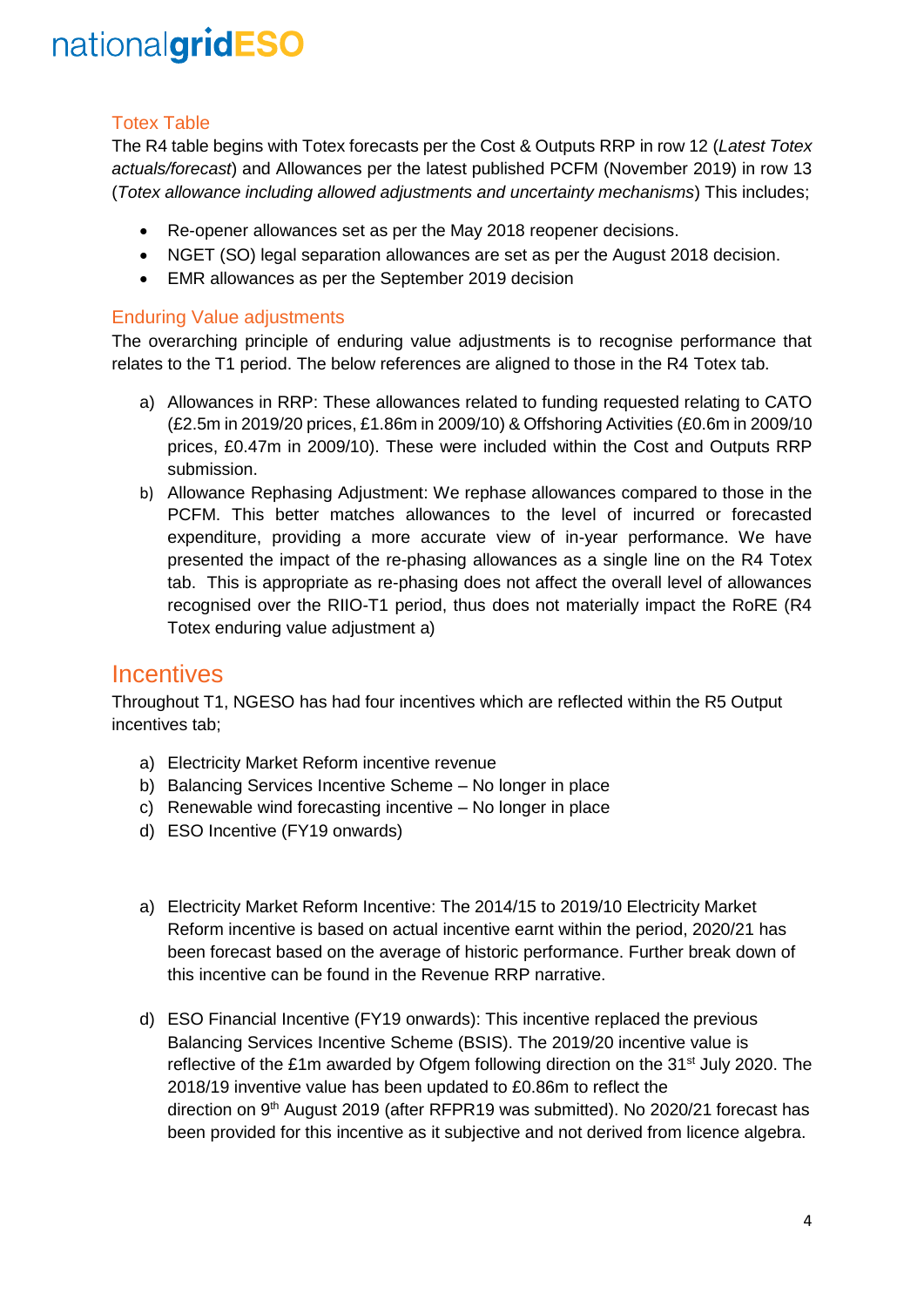### Totex Table

The R4 table begins with Totex forecasts per the Cost & Outputs RRP in row 12 (*Latest Totex actuals/forecast*) and Allowances per the latest published PCFM (November 2019) in row 13 (*Totex allowance including allowed adjustments and uncertainty mechanisms*) This includes;

- Re-opener allowances set as per the May 2018 reopener decisions.
- NGET (SO) legal separation allowances are set as per the August 2018 decision.
- EMR allowances as per the September 2019 decision

### Enduring Value adjustments

The overarching principle of enduring value adjustments is to recognise performance that relates to the T1 period. The below references are aligned to those in the R4 Totex tab.

a) Allowances in RRP: These allowances related to funding requested relating to CATO (£2.5m in 2019/20 prices, £1.86m in 2009/10) & Offshoring Activities (£0.6m in 2009/10 prices, £0.47m in 2009/10). These were included within the Cost and Outputs RRP submission.

b) Allowance Rephasing Adjustment: We rephase allowances compared to those in the PCFM. This better matches allowances to the level of incurred or forecasted expenditure, providing a more accurate view of in-year performance. We have presented the impact of the re-phasing allowances as a single line on the R4 Totex tab. This is appropriate as re-phasing does not affect the overall level of allowances recognised over the RIIO-T1 period, thus does not materially impact the RoRE (R4 Totex enduring value adjustment a)

## Incentives

Throughout T1, NGESO has had four incentives which are reflected within the R5 Output incentives tab;

a) Electricity Market Reform incentive revenue
b) Balancing Services Incentive Scheme – No longer in place
c) Renewable wind forecasting incentive – No longer in place
d) ESO Incentive (FY19 onwards)

a) Electricity Market Reform Incentive: The 2014/15 to 2019/10 Electricity Market Reform incentive is based on actual incentive earnt within the period, 2020/21 has been forecast based on the average of historic performance. Further break down of this incentive can be found in the Revenue RRP narrative.

d) ESO Financial Incentive (FY19 onwards): This incentive replaced the previous Balancing Services Incentive Scheme (BSIS). The 2019/20 incentive value is reflective of the £1m awarded by Ofgem following direction on the 31st July 2020. The 2018/19 inventive value has been updated to £0.86m to reflect the direction on 9th August 2019 (after RFPR19 was submitted). No 2020/21 forecast has been provided for this incentive as it subjective and not derived from licence algebra.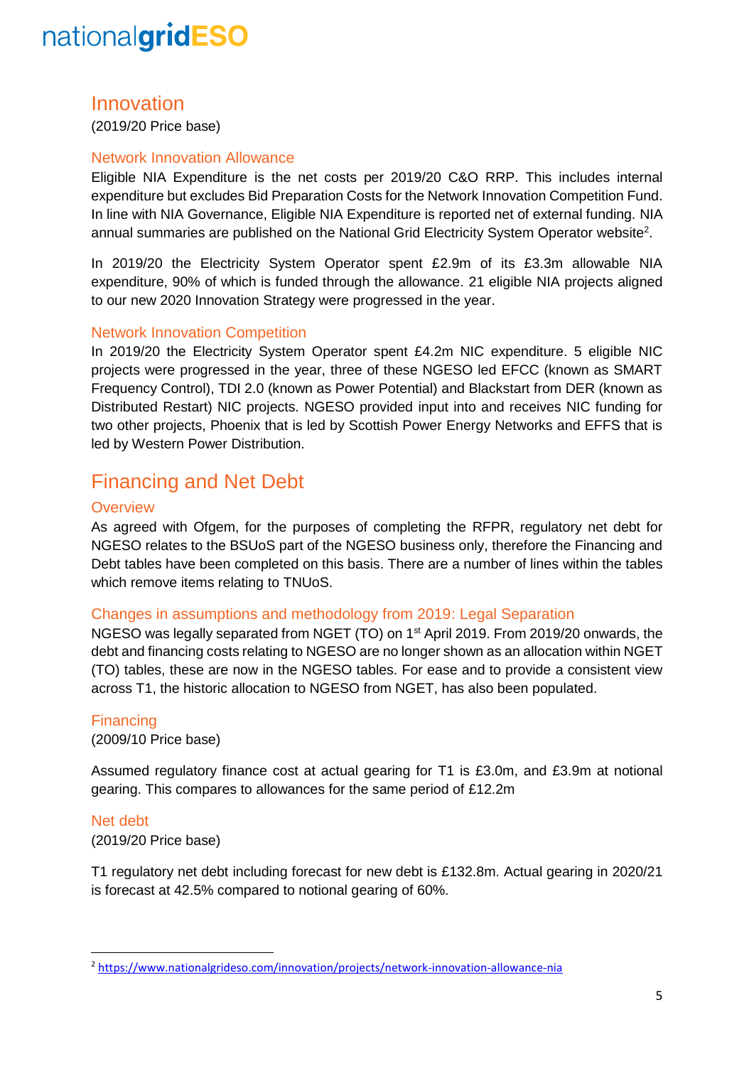## Innovation

(2019/20 Price base)

### Network Innovation Allowance

Eligible NIA Expenditure is the net costs per 2019/20 C&O RRP. This includes internal expenditure but excludes Bid Preparation Costs for the Network Innovation Competition Fund. In line with NIA Governance, Eligible NIA Expenditure is reported net of external funding. NIA annual summaries are published on the National Grid Electricity System Operator website[2].

In 2019/20 the Electricity System Operator spent £2.9m of its £3.3m allowable NIA expenditure, 90% of which is funded through the allowance. 21 eligible NIA projects aligned to our new 2020 Innovation Strategy were progressed in the year.

### Network Innovation Competition

In 2019/20 the Electricity System Operator spent £4.2m NIC expenditure. 5 eligible NIC projects were progressed in the year, three of these NGESO led EFCC (known as SMART Frequency Control), TDI 2.0 (known as Power Potential) and Blackstart from DER (known as Distributed Restart) NIC projects. NGESO provided input into and receives NIC funding for two other projects, Phoenix that is led by Scottish Power Energy Networks and EFFS that is led by Western Power Distribution.

## Financing and Net Debt

### Overview

As agreed with Ofgem, for the purposes of completing the RFPR, regulatory net debt for NGESO relates to the BSUoS part of the NGESO business only, therefore the Financing and Debt tables have been completed on this basis. There are a number of lines within the tables which remove items relating to TNUoS.

### Changes in assumptions and methodology from 2019: Legal Separation

NGESO was legally separated from NGET (TO) on 1st April 2019. From 2019/20 onwards, the debt and financing costs relating to NGESO are no longer shown as an allocation within NGET (TO) tables, these are now in the NGESO tables. For ease and to provide a consistent view across T1, the historic allocation to NGESO from NGET, has also been populated.

### Financing

(2009/10 Price base)

Assumed regulatory finance cost at actual gearing for T1 is £3.0m, and £3.9m at notional gearing. This compares to allowances for the same period of £12.2m

### Net debt

(2019/20 Price base)

T1 regulatory net debt including forecast for new debt is £132.8m. Actual gearing in 2020/21 is forecast at 42.5% compared to notional gearing of 60%.

---

[2] https://www.nationalgrideso.com/innovation/projects/network-innovation-allowance-nia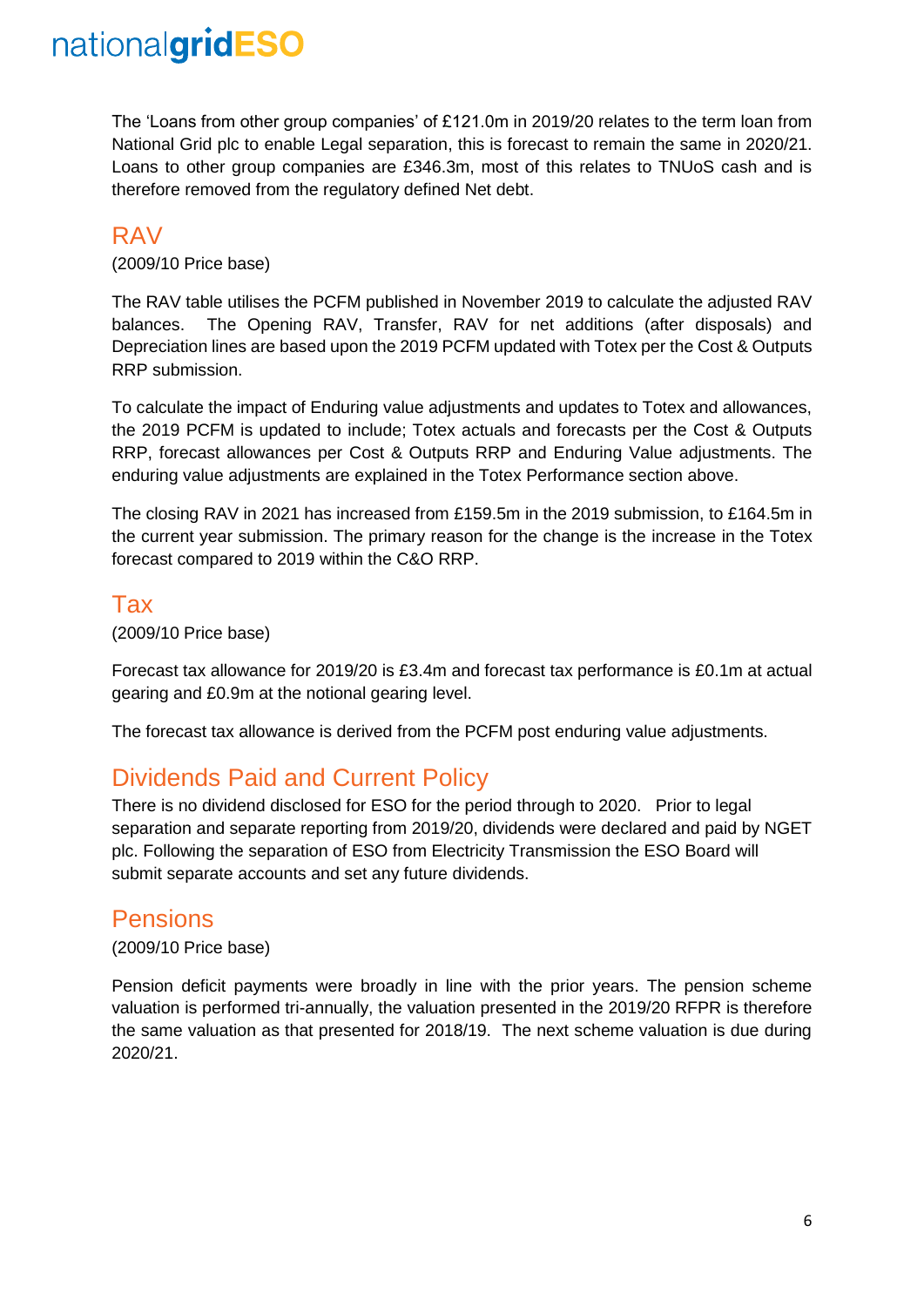The 'Loans from other group companies' of £121.0m in 2019/20 relates to the term loan from National Grid plc to enable Legal separation, this is forecast to remain the same in 2020/21. Loans to other group companies are £346.3m, most of this relates to TNUoS cash and is therefore removed from the regulatory defined Net debt.

## RAV

(2009/10 Price base)

The RAV table utilises the PCFM published in November 2019 to calculate the adjusted RAV balances. The Opening RAV, Transfer, RAV for net additions (after disposals) and Depreciation lines are based upon the 2019 PCFM updated with Totex per the Cost & Outputs RRP submission.

To calculate the impact of Enduring value adjustments and updates to Totex and allowances, the 2019 PCFM is updated to include; Totex actuals and forecasts per the Cost & Outputs RRP, forecast allowances per Cost & Outputs RRP and Enduring Value adjustments. The enduring value adjustments are explained in the Totex Performance section above.

The closing RAV in 2021 has increased from £159.5m in the 2019 submission, to £164.5m in the current year submission. The primary reason for the change is the increase in the Totex forecast compared to 2019 within the C&O RRP.

## Tax

(2009/10 Price base)

Forecast tax allowance for 2019/20 is £3.4m and forecast tax performance is £0.1m at actual gearing and £0.9m at the notional gearing level.

The forecast tax allowance is derived from the PCFM post enduring value adjustments.

## Dividends Paid and Current Policy

There is no dividend disclosed for ESO for the period through to 2020. Prior to legal separation and separate reporting from 2019/20, dividends were declared and paid by NGET plc. Following the separation of ESO from Electricity Transmission the ESO Board will submit separate accounts and set any future dividends.

## Pensions

(2009/10 Price base)

Pension deficit payments were broadly in line with the prior years. The pension scheme valuation is performed tri-annually, the valuation presented in the 2019/20 RFPR is therefore the same valuation as that presented for 2018/19. The next scheme valuation is due during 2020/21.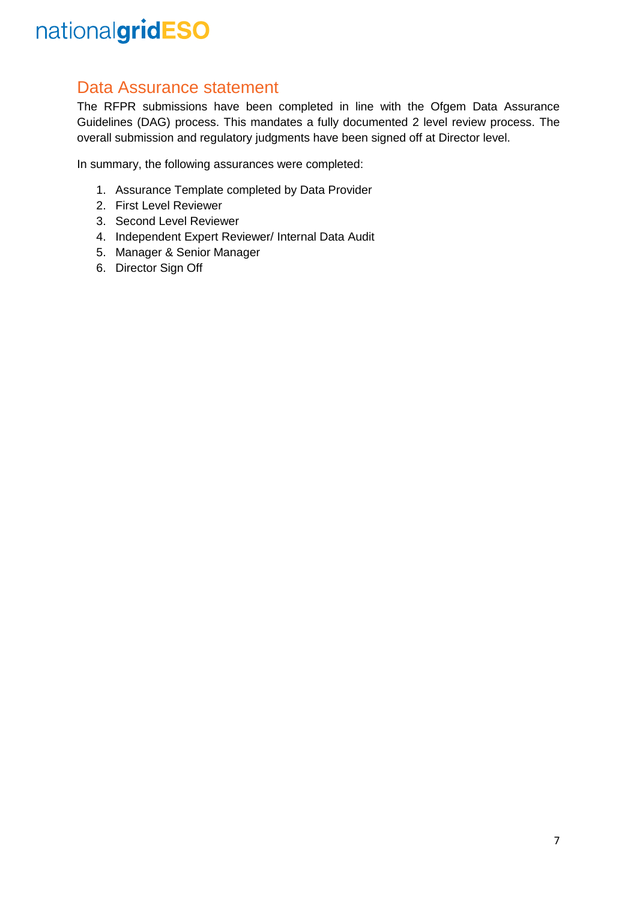## Data Assurance statement

The RFPR submissions have been completed in line with the Ofgem Data Assurance Guidelines (DAG) process. This mandates a fully documented 2 level review process. The overall submission and regulatory judgments have been signed off at Director level.

In summary, the following assurances were completed:

1. Assurance Template completed by Data Provider
2. First Level Reviewer
3. Second Level Reviewer
4. Independent Expert Reviewer/ Internal Data Audit
5. Manager & Senior Manager
6. Director Sign Off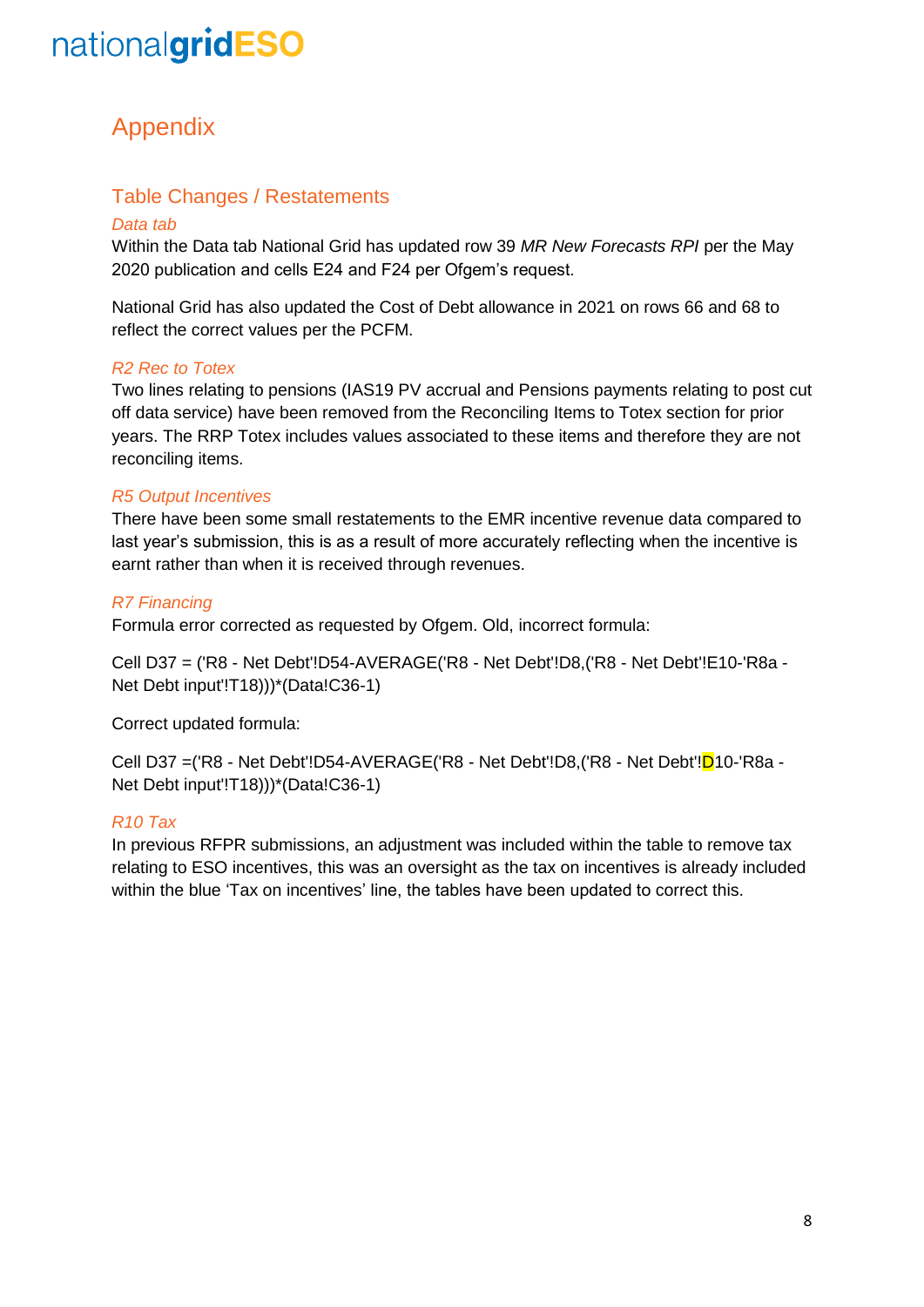# Appendix

## Table Changes / Restatements

### *Data tab*

Within the Data tab National Grid has updated row 39 *MR New Forecasts RPI* per the May 2020 publication and cells E24 and F24 per Ofgem's request.

National Grid has also updated the Cost of Debt allowance in 2021 on rows 66 and 68 to reflect the correct values per the PCFM.

### *R2 Rec to Totex*

Two lines relating to pensions (IAS19 PV accrual and Pensions payments relating to post cut off data service) have been removed from the Reconciling Items to Totex section for prior years. The RRP Totex includes values associated to these items and therefore they are not reconciling items.

### *R5 Output Incentives*

There have been some small restatements to the EMR incentive revenue data compared to last year's submission, this is as a result of more accurately reflecting when the incentive is earnt rather than when it is received through revenues.

### *R7 Financing*

Formula error corrected as requested by Ofgem. Old, incorrect formula:

Cell D37 = ('R8 - Net Debt'!D54-AVERAGE('R8 - Net Debt'!D8,('R8 - Net Debt'!E10-'R8a - Net Debt input'!T18)))*(Data!C36-1)

Correct updated formula:

Cell D37 =('R8 - Net Debt'!D54-AVERAGE('R8 - Net Debt'!D8,('R8 - Net Debt'!D10-'R8a - Net Debt input'!T18)))*(Data!C36-1)

### *R10 Tax*

In previous RFPR submissions, an adjustment was included within the table to remove tax relating to ESO incentives, this was an oversight as the tax on incentives is already included within the blue 'Tax on incentives' line, the tables have been updated to correct this.